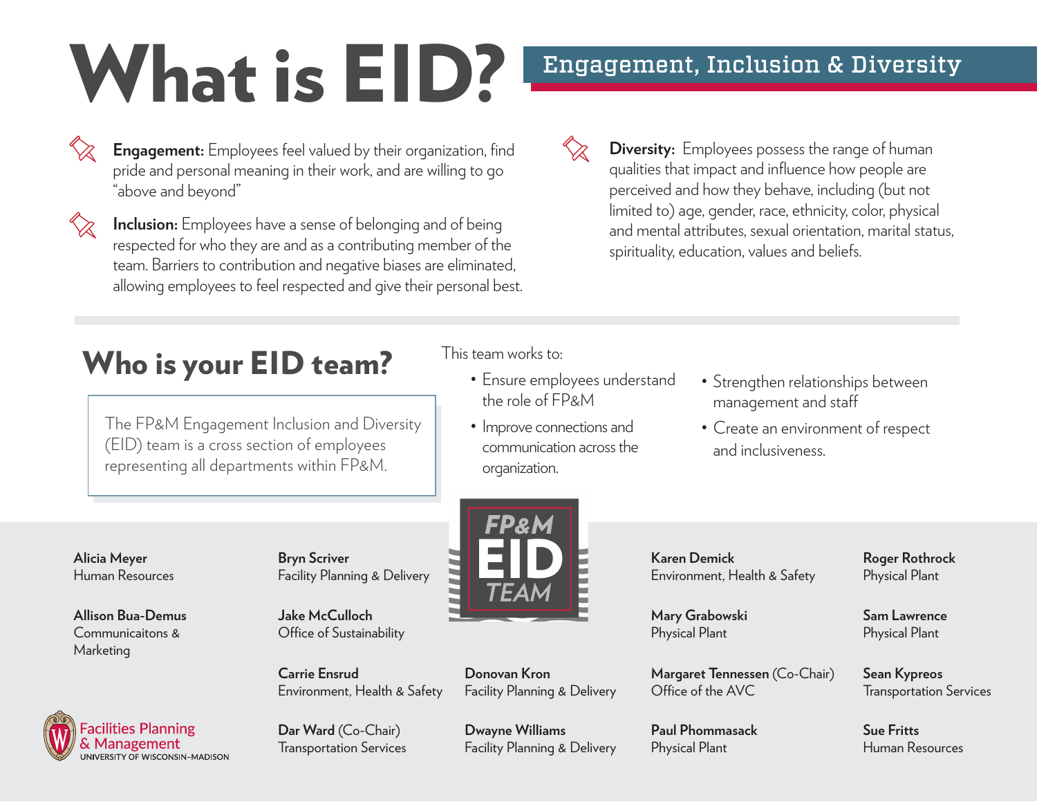# What is EID?

## Engagement, Inclusion & Diversity

**Engagement:** Employees feel valued by their organization, find pride and personal meaning in their work, and are willing to go "above and beyond"

**Inclusion:** Employees have a sense of belonging and of being respected for who they are and as a contributing member of the team. Barriers to contribution and negative biases are eliminated, allowing employees to feel respected and give their personal best.

**Diversity:** Employees possess the range of human qualities that impact and influence how people are perceived and how they behave, including (but not limited to) age, gender, race, ethnicity, color, physical and mental attributes, sexual orientation, marital status, spirituality, education, values and beliefs.

## Who is your EID team?

The FP&M Engagement Inclusion and Diversity (EID) team is a cross section of employees representing all departments within FP&M.

This team works to:

- Ensure employees understand the role of FP&M
- Improve connections and communication across the organization.
- Strengthen relationships between management and staff
- Create an environment of respect and inclusiveness.

FP&M EID TEAM

**Alicia Meyer**
Human Resources

**Allison Bua-Demus**
Communicaitons & Marketing

**Bryn Scriver**
Facility Planning & Delivery

**Jake McCulloch**
Office of Sustainability

**Carrie Ensrud**
Environment, Health & Safety

**Dar Ward** (Co-Chair)
Transportation Services

**Donovan Kron**
Facility Planning & Delivery

**Dwayne Williams**
Facility Planning & Delivery

**Karen Demick**
Environment, Health & Safety

**Mary Grabowski**
Physical Plant

**Margaret Tennessen** (Co-Chair)
Office of the AVC

**Paul Phommasack**
Physical Plant

**Roger Rothrock**
Physical Plant

**Sam Lawrence**
Physical Plant

**Sean Kypreos**
Transportation Services

**Sue Fritts**
Human Resources

Facilities Planning & Management
UNIVERSITY OF WISCONSIN–MADISON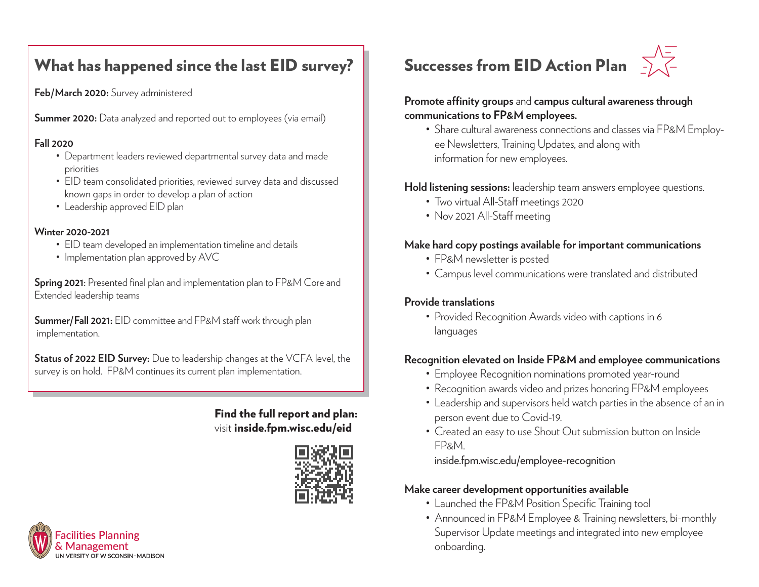## What has happened since the last EID survey?

**Feb/March 2020:** Survey administered

**Summer 2020:** Data analyzed and reported out to employees (via email)

**Fall 2020**

- Department leaders reviewed departmental survey data and made priorities
- EID team consolidated priorities, reviewed survey data and discussed known gaps in order to develop a plan of action
- Leadership approved EID plan

**Winter 2020-2021**

- EID team developed an implementation timeline and details
- Implementation plan approved by AVC

**Spring 2021**: Presented final plan and implementation plan to FP&M Core and Extended leadership teams

**Summer/Fall 2021:** EID committee and FP&M staff work through plan implementation.

**Status of 2022 EID Survey:** Due to leadership changes at the VCFA level, the survey is on hold. FP&M continues its current plan implementation.

**Find the full report and plan:**
visit **inside.fpm.wisc.edu/eid**

Facilities Planning & Management
UNIVERSITY OF WISCONSIN–MADISON

## Successes from EID Action Plan

**Promote affinity groups** and **campus cultural awareness through communications to FP&M employees.**

- Share cultural awareness connections and classes via FP&M Employee Newsletters, Training Updates, and along with information for new employees.

**Hold listening sessions:** leadership team answers employee questions.

- Two virtual All-Staff meetings 2020
- Nov 2021 All-Staff meeting

**Make hard copy postings available for important communications**

- FP&M newsletter is posted
- Campus level communications were translated and distributed

**Provide translations**

- Provided Recognition Awards video with captions in 6 languages

**Recognition elevated on Inside FP&M and employee communications**

- Employee Recognition nominations promoted year-round
- Recognition awards video and prizes honoring FP&M employees
- Leadership and supervisors held watch parties in the absence of an in person event due to Covid-19.
- Created an easy to use Shout Out submission button on Inside FP&M.
  inside.fpm.wisc.edu/employee-recognition

**Make career development opportunities available**

- Launched the FP&M Position Specific Training tool
- Announced in FP&M Employee & Training newsletters, bi-monthly Supervisor Update meetings and integrated into new employee onboarding.